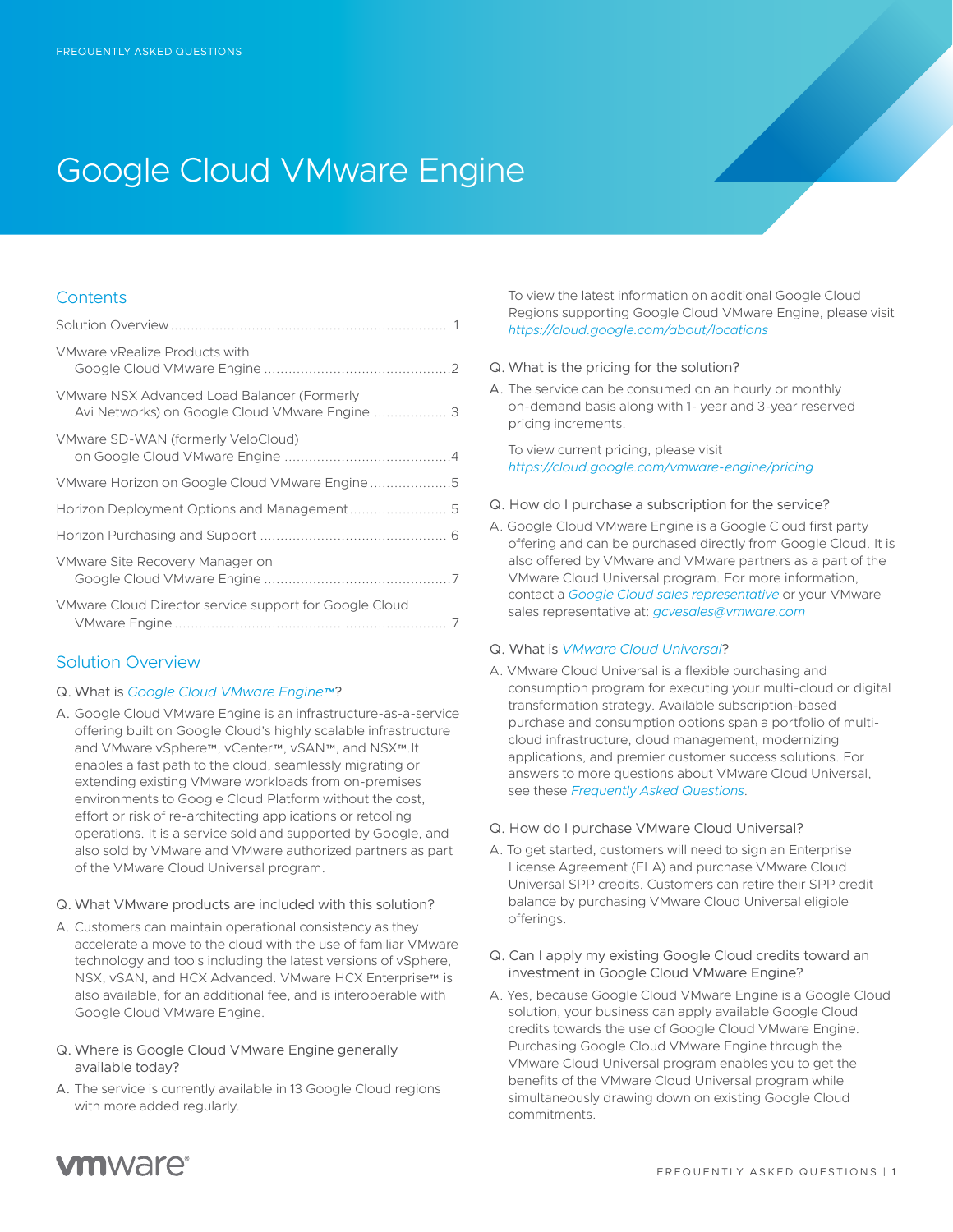FREQUENTLY ASKED QUESTIONS

# Google Cloud VMware Engine

## Contents

Solution Overview .................................................................... 1

VMware vRealize Products with Google Cloud VMware Engine ............................................2

VMware NSX Advanced Load Balancer (Formerly Avi Networks) on Google Cloud VMware Engine ...................3

VMware SD-WAN (formerly VeloCloud) on Google Cloud VMware Engine .........................................4

VMware Horizon on Google Cloud VMware Engine....................5

Horizon Deployment Options and Management.........................5

Horizon Purchasing and Support ............................................. 6

VMware Site Recovery Manager on Google Cloud VMware Engine ..............................................7

VMware Cloud Director service support for Google Cloud VMware Engine ....................................................................7

## Solution Overview

Q. What is *Google Cloud VMware Engine™*?

A. Google Cloud VMware Engine is an infrastructure-as-a-service offering built on Google Cloud's highly scalable infrastructure and VMware vSphere™, vCenter™, vSAN™, and NSX™.It enables a fast path to the cloud, seamlessly migrating or extending existing VMware workloads from on-premises environments to Google Cloud Platform without the cost, effort or risk of re-architecting applications or retooling operations. It is a service sold and supported by Google, and also sold by VMware and VMware authorized partners as part of the VMware Cloud Universal program.

Q. What VMware products are included with this solution?

A. Customers can maintain operational consistency as they accelerate a move to the cloud with the use of familiar VMware technology and tools including the latest versions of vSphere, NSX, vSAN, and HCX Advanced. VMware HCX Enterprise™ is also available, for an additional fee, and is interoperable with Google Cloud VMware Engine.

Q. Where is Google Cloud VMware Engine generally available today?

A. The service is currently available in 13 Google Cloud regions with more added regularly.

To view the latest information on additional Google Cloud Regions supporting Google Cloud VMware Engine, please visit *https://cloud.google.com/about/locations*

Q. What is the pricing for the solution?

A. The service can be consumed on an hourly or monthly on-demand basis along with 1- year and 3-year reserved pricing increments.

To view current pricing, please visit *https://cloud.google.com/vmware-engine/pricing*

Q. How do I purchase a subscription for the service?

A. Google Cloud VMware Engine is a Google Cloud first party offering and can be purchased directly from Google Cloud. It is also offered by VMware and VMware partners as a part of the VMware Cloud Universal program. For more information, contact a *Google Cloud sales representative* or your VMware sales representative at: *gcvesales@vmware.com*

Q. What is *VMware Cloud Universal*?

A. VMware Cloud Universal is a flexible purchasing and consumption program for executing your multi-cloud or digital transformation strategy. Available subscription-based purchase and consumption options span a portfolio of multi-cloud infrastructure, cloud management, modernizing applications, and premier customer success solutions. For answers to more questions about VMware Cloud Universal, see these *Frequently Asked Questions*.

Q. How do I purchase VMware Cloud Universal?

A. To get started, customers will need to sign an Enterprise License Agreement (ELA) and purchase VMware Cloud Universal SPP credits. Customers can retire their SPP credit balance by purchasing VMware Cloud Universal eligible offerings.

Q. Can I apply my existing Google Cloud credits toward an investment in Google Cloud VMware Engine?

A. Yes, because Google Cloud VMware Engine is a Google Cloud solution, your business can apply available Google Cloud credits towards the use of Google Cloud VMware Engine. Purchasing Google Cloud VMware Engine through the VMware Cloud Universal program enables you to get the benefits of the VMware Cloud Universal program while simultaneously drawing down on existing Google Cloud commitments.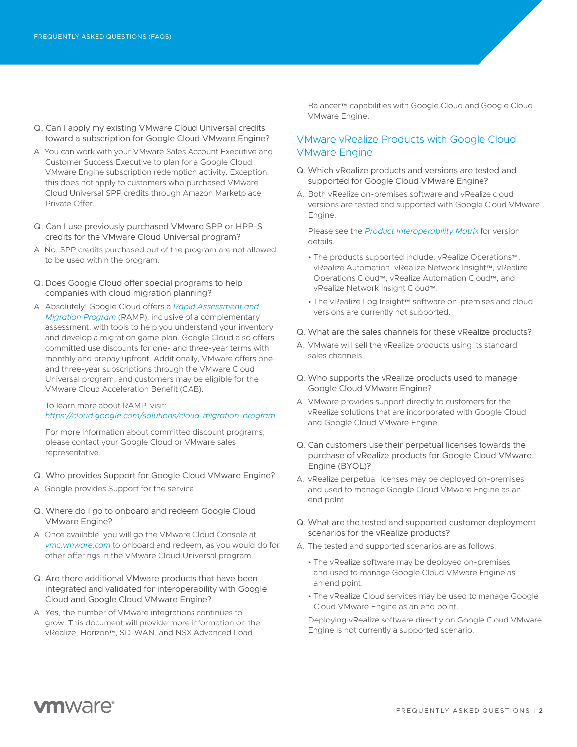Q. Can I apply my existing VMware Cloud Universal credits toward a subscription for Google Cloud VMware Engine?

A. You can work with your VMware Sales Account Executive and Customer Success Executive to plan for a Google Cloud VMware Engine subscription redemption activity. Exception: this does not apply to customers who purchased VMware Cloud Universal SPP credits through Amazon Marketplace Private Offer.

Q. Can I use previously purchased VMware SPP or HPP-S credits for the VMware Cloud Universal program?

A. No, SPP credits purchased out of the program are not allowed to be used within the program.

Q. Does Google Cloud offer special programs to help companies with cloud migration planning?

A. Absolutely! Google Cloud offers a *Rapid Assessment and Migration Program* (RAMP), inclusive of a complementary assessment, with tools to help you understand your inventory and develop a migration game plan. Google Cloud also offers committed use discounts for one- and three-year terms with monthly and prepay upfront. Additionally, VMware offers one- and three-year subscriptions through the VMware Cloud Universal program, and customers may be eligible for the VMware Cloud Acceleration Benefit (CAB).

To learn more about RAMP, visit: *https://cloud.google.com/solutions/cloud-migration-program*

For more information about committed discount programs, please contact your Google Cloud or VMware sales representative.

Q. Who provides Support for Google Cloud VMware Engine?

A. Google provides Support for the service.

Q. Where do I go to onboard and redeem Google Cloud VMware Engine?

A. Once available, you will go the VMware Cloud Console at *vmc.vmware.com* to onboard and redeem, as you would do for other offerings in the VMware Cloud Universal program.

Q. Are there additional VMware products that have been integrated and validated for interoperability with Google Cloud and Google Cloud VMware Engine?

A. Yes, the number of VMware integrations continues to grow. This document will provide more information on the vRealize, Horizon™, SD-WAN, and NSX Advanced Load Balancer™ capabilities with Google Cloud and Google Cloud VMware Engine.

## VMware vRealize Products with Google Cloud VMware Engine

Q. Which vRealize products and versions are tested and supported for Google Cloud VMware Engine?

A. Both vRealize on-premises software and vRealize cloud versions are tested and supported with Google Cloud VMware Engine.

Please see the *Product Interoperability Matrix* for version details.

- The products supported include: vRealize Operations™, vRealize Automation, vRealize Network Insight™, vRealize Operations Cloud™, vRealize Automation Cloud™, and vRealize Network Insight Cloud™.
- The vRealize Log Insight™ software on-premises and cloud versions are currently not supported.

Q. What are the sales channels for these vRealize products?

A. VMware will sell the vRealize products using its standard sales channels.

Q. Who supports the vRealize products used to manage Google Cloud VMware Engine?

A. VMware provides support directly to customers for the vRealize solutions that are incorporated with Google Cloud and Google Cloud VMware Engine.

Q. Can customers use their perpetual licenses towards the purchase of vRealize products for Google Cloud VMware Engine (BYOL)?

A. vRealize perpetual licenses may be deployed on-premises and used to manage Google Cloud VMware Engine as an end point.

Q. What are the tested and supported customer deployment scenarios for the vRealize products?

A. The tested and supported scenarios are as follows:

- The vRealize software may be deployed on-premises and used to manage Google Cloud VMware Engine as an end point.
- The vRealize Cloud services may be used to manage Google Cloud VMware Engine as an end point.

Deploying vRealize software directly on Google Cloud VMware Engine is not currently a supported scenario.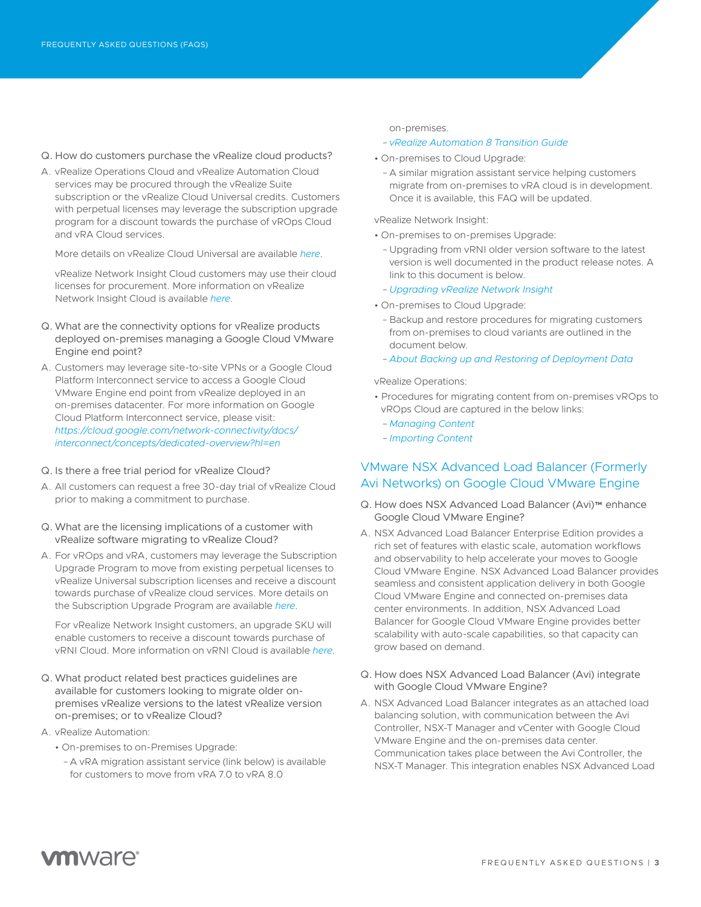Q. How do customers purchase the vRealize cloud products?

A. vRealize Operations Cloud and vRealize Automation Cloud services may be procured through the vRealize Suite subscription or the vRealize Cloud Universal credits. Customers with perpetual licenses may leverage the subscription upgrade program for a discount towards the purchase of vROps Cloud and vRA Cloud services.

More details on vRealize Cloud Universal are available *here*.

vRealize Network Insight Cloud customers may use their cloud licenses for procurement. More information on vRealize Network Insight Cloud is available *here*.

Q. What are the connectivity options for vRealize products deployed on-premises managing a Google Cloud VMware Engine end point?

A. Customers may leverage site-to-site VPNs or a Google Cloud Platform Interconnect service to access a Google Cloud VMware Engine end point from vRealize deployed in an on-premises datacenter. For more information on Google Cloud Platform Interconnect service, please visit: *https://cloud.google.com/network-connectivity/docs/interconnect/concepts/dedicated-overview?hl=en*

Q. Is there a free trial period for vRealize Cloud?

A. All customers can request a free 30-day trial of vRealize Cloud prior to making a commitment to purchase.

Q. What are the licensing implications of a customer with vRealize software migrating to vRealize Cloud?

A. For vROps and vRA, customers may leverage the Subscription Upgrade Program to move from existing perpetual licenses to vRealize Universal subscription licenses and receive a discount towards purchase of vRealize cloud services. More details on the Subscription Upgrade Program are available *here*.

For vRealize Network Insight customers, an upgrade SKU will enable customers to receive a discount towards purchase of vRNI Cloud. More information on vRNI Cloud is available *here*.

Q. What product related best practices guidelines are available for customers looking to migrate older on-premises vRealize versions to the latest vRealize version on-premises; or to vRealize Cloud?

A. vRealize Automation:

- On-premises to on-Premises Upgrade:
  - A vRA migration assistant service (link below) is available for customers to move from vRA 7.0 to vRA 8.0 on-premises.
  - *vRealize Automation 8 Transition Guide*
- On-premises to Cloud Upgrade:
  - A similar migration assistant service helping customers migrate from on-premises to vRA cloud is in development. Once it is available, this FAQ will be updated.

vRealize Network Insight:

- On-premises to on-premises Upgrade:
  - Upgrading from vRNI older version software to the latest version is well documented in the product release notes. A link to this document is below.
  - *Upgrading vRealize Network Insight*
- On-premises to Cloud Upgrade:
  - Backup and restore procedures for migrating customers from on-premises to cloud variants are outlined in the document below.
  - *About Backing up and Restoring of Deployment Data*

vRealize Operations:

- Procedures for migrating content from on-premises vROps to vROps Cloud are captured in the below links:
  - *Managing Content*
  - *Importing Content*

## VMware NSX Advanced Load Balancer (Formerly Avi Networks) on Google Cloud VMware Engine

Q. How does NSX Advanced Load Balancer (Avi)™ enhance Google Cloud VMware Engine?

A. NSX Advanced Load Balancer Enterprise Edition provides a rich set of features with elastic scale, automation workflows and observability to help accelerate your moves to Google Cloud VMware Engine. NSX Advanced Load Balancer provides seamless and consistent application delivery in both Google Cloud VMware Engine and connected on-premises data center environments. In addition, NSX Advanced Load Balancer for Google Cloud VMware Engine provides better scalability with auto-scale capabilities, so that capacity can grow based on demand.

Q. How does NSX Advanced Load Balancer (Avi) integrate with Google Cloud VMware Engine?

A. NSX Advanced Load Balancer integrates as an attached load balancing solution, with communication between the Avi Controller, NSX-T Manager and vCenter with Google Cloud VMware Engine and the on-premises data center. Communication takes place between the Avi Controller, the NSX-T Manager. This integration enables NSX Advanced Load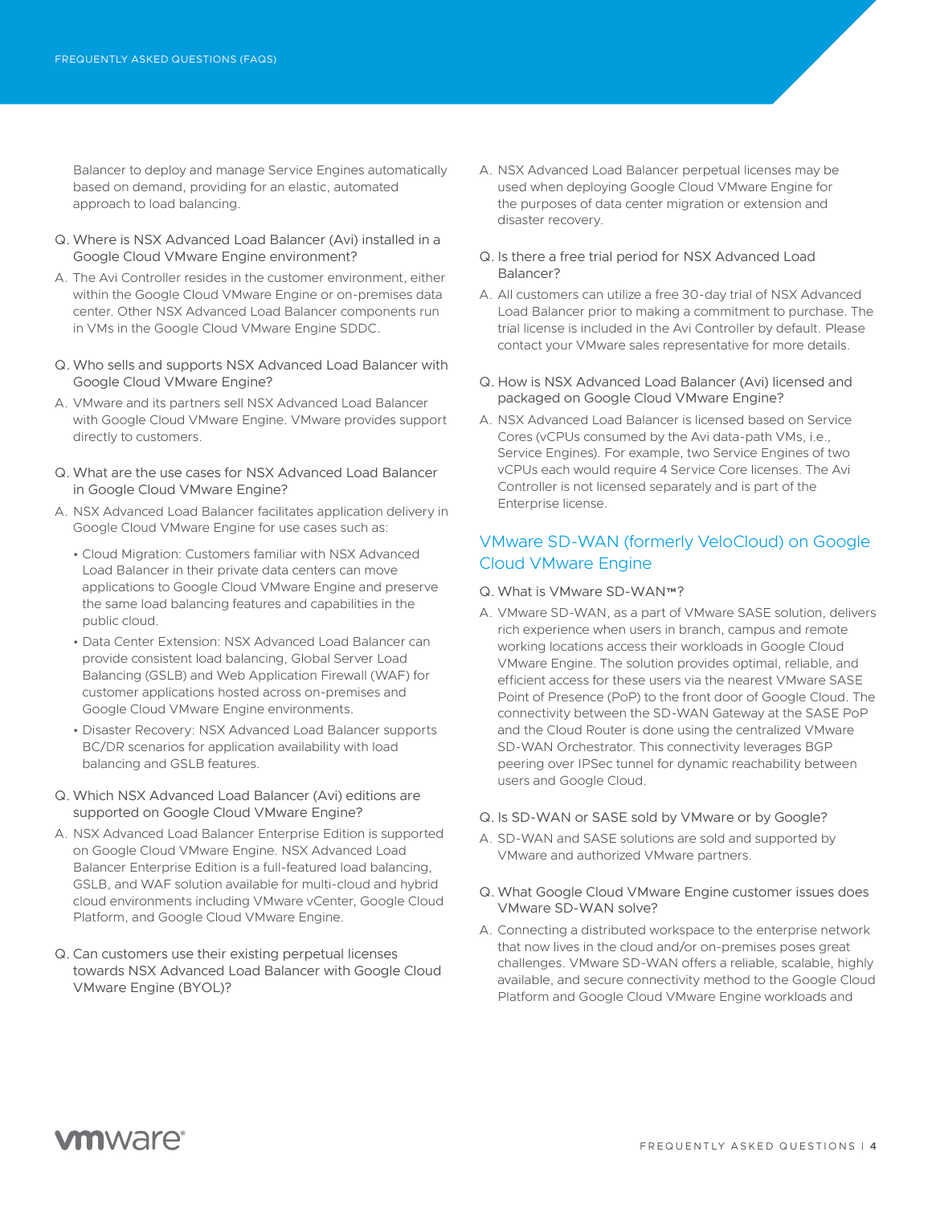Balancer to deploy and manage Service Engines automatically based on demand, providing for an elastic, automated approach to load balancing.

Q. Where is NSX Advanced Load Balancer (Avi) installed in a Google Cloud VMware Engine environment?

A. The Avi Controller resides in the customer environment, either within the Google Cloud VMware Engine or on-premises data center. Other NSX Advanced Load Balancer components run in VMs in the Google Cloud VMware Engine SDDC.

Q. Who sells and supports NSX Advanced Load Balancer with Google Cloud VMware Engine?

A. VMware and its partners sell NSX Advanced Load Balancer with Google Cloud VMware Engine. VMware provides support directly to customers.

Q. What are the use cases for NSX Advanced Load Balancer in Google Cloud VMware Engine?

A. NSX Advanced Load Balancer facilitates application delivery in Google Cloud VMware Engine for use cases such as:

- Cloud Migration: Customers familiar with NSX Advanced Load Balancer in their private data centers can move applications to Google Cloud VMware Engine and preserve the same load balancing features and capabilities in the public cloud.
- Data Center Extension: NSX Advanced Load Balancer can provide consistent load balancing, Global Server Load Balancing (GSLB) and Web Application Firewall (WAF) for customer applications hosted across on-premises and Google Cloud VMware Engine environments.
- Disaster Recovery: NSX Advanced Load Balancer supports BC/DR scenarios for application availability with load balancing and GSLB features.

Q. Which NSX Advanced Load Balancer (Avi) editions are supported on Google Cloud VMware Engine?

A. NSX Advanced Load Balancer Enterprise Edition is supported on Google Cloud VMware Engine. NSX Advanced Load Balancer Enterprise Edition is a full-featured load balancing, GSLB, and WAF solution available for multi-cloud and hybrid cloud environments including VMware vCenter, Google Cloud Platform, and Google Cloud VMware Engine.

Q. Can customers use their existing perpetual licenses towards NSX Advanced Load Balancer with Google Cloud VMware Engine (BYOL)?

A. NSX Advanced Load Balancer perpetual licenses may be used when deploying Google Cloud VMware Engine for the purposes of data center migration or extension and disaster recovery.

Q. Is there a free trial period for NSX Advanced Load Balancer?

A. All customers can utilize a free 30-day trial of NSX Advanced Load Balancer prior to making a commitment to purchase. The trial license is included in the Avi Controller by default. Please contact your VMware sales representative for more details.

Q. How is NSX Advanced Load Balancer (Avi) licensed and packaged on Google Cloud VMware Engine?

A. NSX Advanced Load Balancer is licensed based on Service Cores (vCPUs consumed by the Avi data-path VMs, i.e., Service Engines). For example, two Service Engines of two vCPUs each would require 4 Service Core licenses. The Avi Controller is not licensed separately and is part of the Enterprise license.

## VMware SD-WAN (formerly VeloCloud) on Google Cloud VMware Engine

Q. What is VMware SD-WAN™?

A. VMware SD-WAN, as a part of VMware SASE solution, delivers rich experience when users in branch, campus and remote working locations access their workloads in Google Cloud VMware Engine. The solution provides optimal, reliable, and efficient access for these users via the nearest VMware SASE Point of Presence (PoP) to the front door of Google Cloud. The connectivity between the SD-WAN Gateway at the SASE PoP and the Cloud Router is done using the centralized VMware SD-WAN Orchestrator. This connectivity leverages BGP peering over IPSec tunnel for dynamic reachability between users and Google Cloud.

Q. Is SD-WAN or SASE sold by VMware or by Google?

A. SD-WAN and SASE solutions are sold and supported by VMware and authorized VMware partners.

Q. What Google Cloud VMware Engine customer issues does VMware SD-WAN solve?

A. Connecting a distributed workspace to the enterprise network that now lives in the cloud and/or on-premises poses great challenges. VMware SD-WAN offers a reliable, scalable, highly available, and secure connectivity method to the Google Cloud Platform and Google Cloud VMware Engine workloads and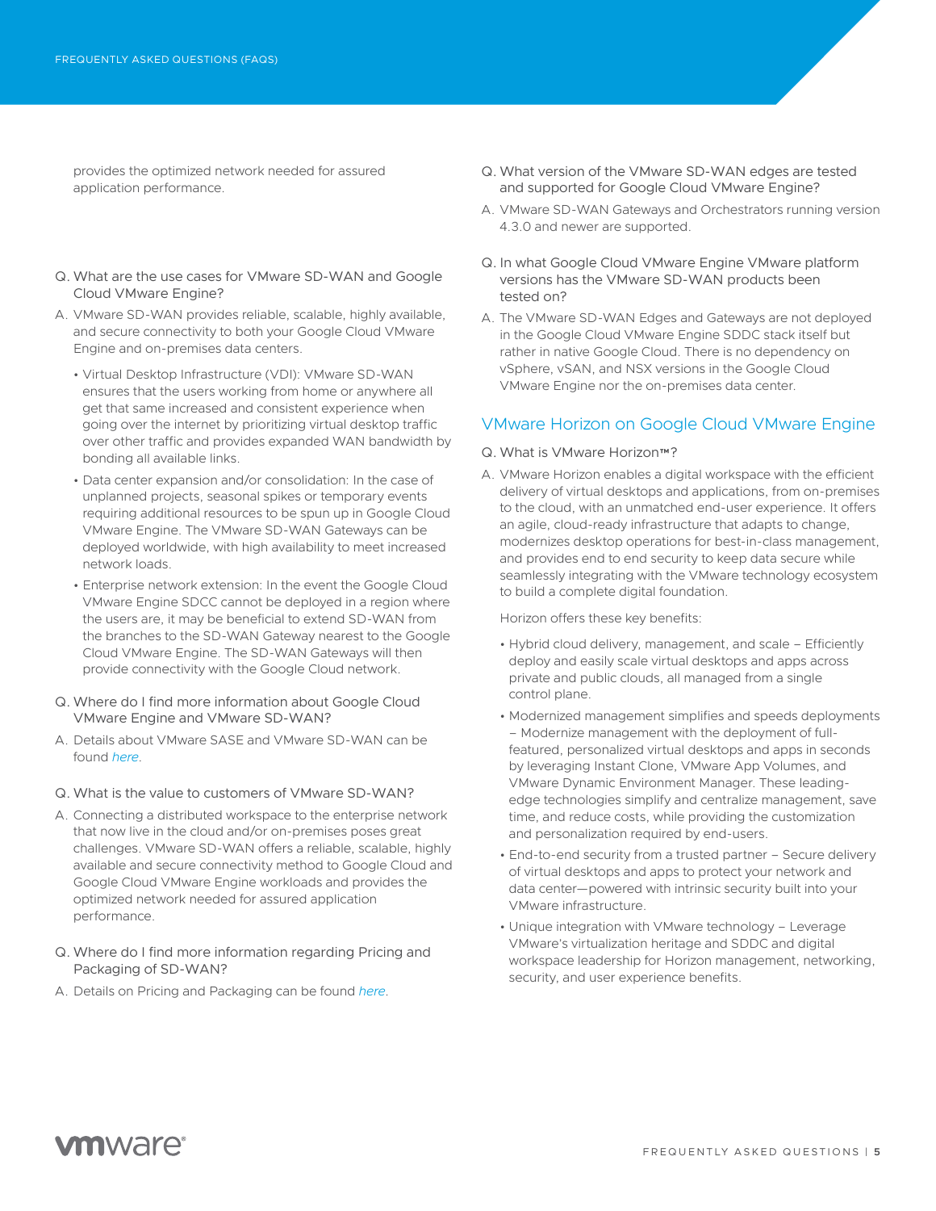provides the optimized network needed for assured application performance.

Q. What are the use cases for VMware SD-WAN and Google Cloud VMware Engine?

A. VMware SD-WAN provides reliable, scalable, highly available, and secure connectivity to both your Google Cloud VMware Engine and on-premises data centers.

- Virtual Desktop Infrastructure (VDI): VMware SD-WAN ensures that the users working from home or anywhere all get that same increased and consistent experience when going over the internet by prioritizing virtual desktop traffic over other traffic and provides expanded WAN bandwidth by bonding all available links.
- Data center expansion and/or consolidation: In the case of unplanned projects, seasonal spikes or temporary events requiring additional resources to be spun up in Google Cloud VMware Engine. The VMware SD-WAN Gateways can be deployed worldwide, with high availability to meet increased network loads.
- Enterprise network extension: In the event the Google Cloud VMware Engine SDCC cannot be deployed in a region where the users are, it may be beneficial to extend SD-WAN from the branches to the SD-WAN Gateway nearest to the Google Cloud VMware Engine. The SD-WAN Gateways will then provide connectivity with the Google Cloud network.

Q. Where do I find more information about Google Cloud VMware Engine and VMware SD-WAN?

A. Details about VMware SASE and VMware SD-WAN can be found *here*.

Q. What is the value to customers of VMware SD-WAN?

A. Connecting a distributed workspace to the enterprise network that now live in the cloud and/or on-premises poses great challenges. VMware SD-WAN offers a reliable, scalable, highly available and secure connectivity method to Google Cloud and Google Cloud VMware Engine workloads and provides the optimized network needed for assured application performance.

Q. Where do I find more information regarding Pricing and Packaging of SD-WAN?

A. Details on Pricing and Packaging can be found *here*.

Q. What version of the VMware SD-WAN edges are tested and supported for Google Cloud VMware Engine?

A. VMware SD-WAN Gateways and Orchestrators running version 4.3.0 and newer are supported.

Q. In what Google Cloud VMware Engine VMware platform versions has the VMware SD-WAN products been tested on?

A. The VMware SD-WAN Edges and Gateways are not deployed in the Google Cloud VMware Engine SDDC stack itself but rather in native Google Cloud. There is no dependency on vSphere, vSAN, and NSX versions in the Google Cloud VMware Engine nor the on-premises data center.

## VMware Horizon on Google Cloud VMware Engine

Q. What is VMware Horizon™?

A. VMware Horizon enables a digital workspace with the efficient delivery of virtual desktops and applications, from on-premises to the cloud, with an unmatched end-user experience. It offers an agile, cloud-ready infrastructure that adapts to change, modernizes desktop operations for best-in-class management, and provides end to end security to keep data secure while seamlessly integrating with the VMware technology ecosystem to build a complete digital foundation.

Horizon offers these key benefits:

- Hybrid cloud delivery, management, and scale – Efficiently deploy and easily scale virtual desktops and apps across private and public clouds, all managed from a single control plane.
- Modernized management simplifies and speeds deployments – Modernize management with the deployment of full-featured, personalized virtual desktops and apps in seconds by leveraging Instant Clone, VMware App Volumes, and VMware Dynamic Environment Manager. These leading-edge technologies simplify and centralize management, save time, and reduce costs, while providing the customization and personalization required by end-users.
- End-to-end security from a trusted partner – Secure delivery of virtual desktops and apps to protect your network and data center—powered with intrinsic security built into your VMware infrastructure.
- Unique integration with VMware technology – Leverage VMware's virtualization heritage and SDDC and digital workspace leadership for Horizon management, networking, security, and user experience benefits.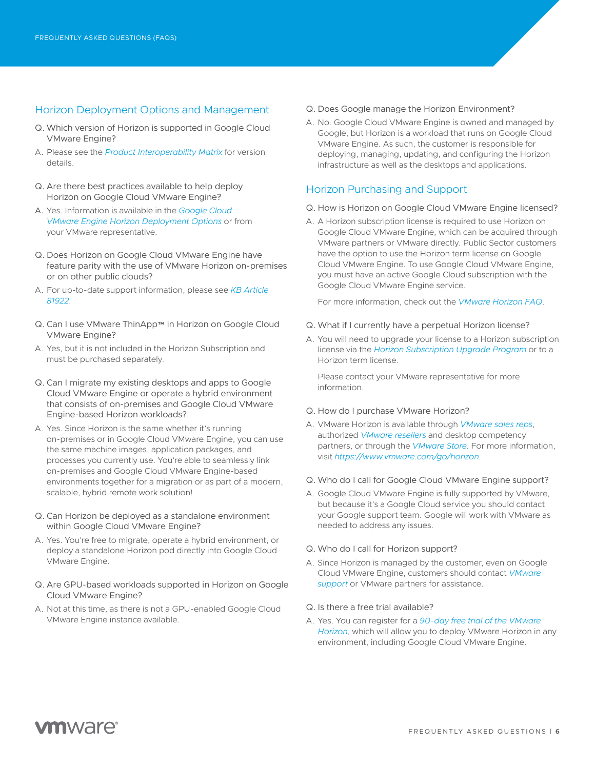## Horizon Deployment Options and Management

Q. Which version of Horizon is supported in Google Cloud VMware Engine?

A. Please see the *Product Interoperability Matrix* for version details.

Q. Are there best practices available to help deploy Horizon on Google Cloud VMware Engine?

A. Yes. Information is available in the *Google Cloud VMware Engine Horizon Deployment Options* or from your VMware representative.

Q. Does Horizon on Google Cloud VMware Engine have feature parity with the use of VMware Horizon on-premises or on other public clouds?

A. For up-to-date support information, please see *KB Article 81922*.

Q. Can I use VMware ThinApp™ in Horizon on Google Cloud VMware Engine?

A. Yes, but it is not included in the Horizon Subscription and must be purchased separately.

Q. Can I migrate my existing desktops and apps to Google Cloud VMware Engine or operate a hybrid environment that consists of on-premises and Google Cloud VMware Engine-based Horizon workloads?

A. Yes. Since Horizon is the same whether it's running on-premises or in Google Cloud VMware Engine, you can use the same machine images, application packages, and processes you currently use. You're able to seamlessly link on-premises and Google Cloud VMware Engine-based environments together for a migration or as part of a modern, scalable, hybrid remote work solution!

Q. Can Horizon be deployed as a standalone environment within Google Cloud VMware Engine?

A. Yes. You're free to migrate, operate a hybrid environment, or deploy a standalone Horizon pod directly into Google Cloud VMware Engine.

Q. Are GPU-based workloads supported in Horizon on Google Cloud VMware Engine?

A. Not at this time, as there is not a GPU-enabled Google Cloud VMware Engine instance available.

Q. Does Google manage the Horizon Environment?

A. No. Google Cloud VMware Engine is owned and managed by Google, but Horizon is a workload that runs on Google Cloud VMware Engine. As such, the customer is responsible for deploying, managing, updating, and configuring the Horizon infrastructure as well as the desktops and applications.

## Horizon Purchasing and Support

Q. How is Horizon on Google Cloud VMware Engine licensed?

A. A Horizon subscription license is required to use Horizon on Google Cloud VMware Engine, which can be acquired through VMware partners or VMware directly. Public Sector customers have the option to use the Horizon term license on Google Cloud VMware Engine. To use Google Cloud VMware Engine, you must have an active Google Cloud subscription with the Google Cloud VMware Engine service.

For more information, check out the *VMware Horizon FAQ*.

Q. What if I currently have a perpetual Horizon license?

A. You will need to upgrade your license to a Horizon subscription license via the *Horizon Subscription Upgrade Program* or to a Horizon term license.

Please contact your VMware representative for more information.

Q. How do I purchase VMware Horizon?

A. VMware Horizon is available through *VMware sales reps*, authorized *VMware resellers* and desktop competency partners, or through the *VMware Store*. For more information, visit *https://www.vmware.com/go/horizon*.

Q. Who do I call for Google Cloud VMware Engine support?

A. Google Cloud VMware Engine is fully supported by VMware, but because it's a Google Cloud service you should contact your Google support team. Google will work with VMware as needed to address any issues.

Q. Who do I call for Horizon support?

A. Since Horizon is managed by the customer, even on Google Cloud VMware Engine, customers should contact *VMware support* or VMware partners for assistance.

Q. Is there a free trial available?

A. Yes. You can register for a *90-day free trial of the VMware Horizon*, which will allow you to deploy VMware Horizon in any environment, including Google Cloud VMware Engine.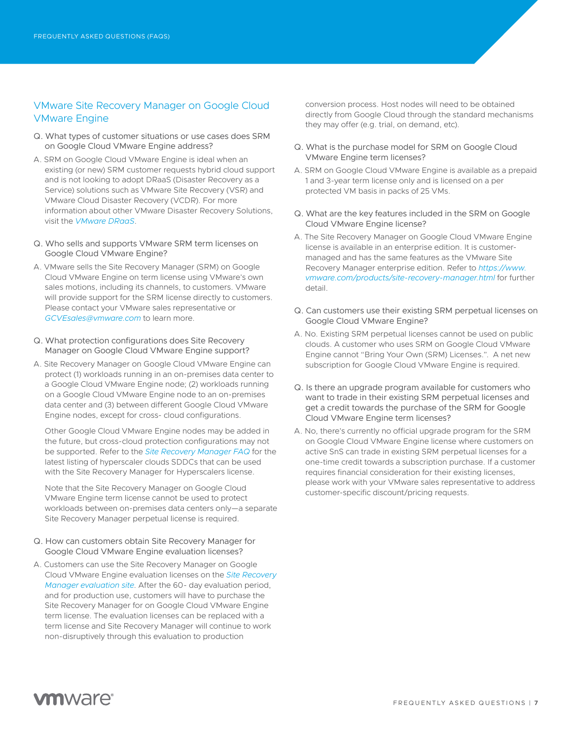## VMware Site Recovery Manager on Google Cloud VMware Engine

**Q. What types of customer situations or use cases does SRM on Google Cloud VMware Engine address?**

A. SRM on Google Cloud VMware Engine is ideal when an existing (or new) SRM customer requests hybrid cloud support and is not looking to adopt DRaaS (Disaster Recovery as a Service) solutions such as VMware Site Recovery (VSR) and VMware Cloud Disaster Recovery (VCDR). For more information about other VMware Disaster Recovery Solutions, visit the *VMware DRaaS*.

**Q. Who sells and supports VMware SRM term licenses on Google Cloud VMware Engine?**

A. VMware sells the Site Recovery Manager (SRM) on Google Cloud VMware Engine on term license using VMware's own sales motions, including its channels, to customers. VMware will provide support for the SRM license directly to customers. Please contact your VMware sales representative or *GCVEsales@vmware.com* to learn more.

**Q. What protection configurations does Site Recovery Manager on Google Cloud VMware Engine support?**

A. Site Recovery Manager on Google Cloud VMware Engine can protect (1) workloads running in an on-premises data center to a Google Cloud VMware Engine node; (2) workloads running on a Google Cloud VMware Engine node to an on-premises data center and (3) between different Google Cloud VMware Engine nodes, except for cross- cloud configurations.

Other Google Cloud VMware Engine nodes may be added in the future, but cross-cloud protection configurations may not be supported. Refer to the *Site Recovery Manager FAQ* for the latest listing of hyperscaler clouds SDDCs that can be used with the Site Recovery Manager for Hyperscalers license.

Note that the Site Recovery Manager on Google Cloud VMware Engine term license cannot be used to protect workloads between on-premises data centers only—a separate Site Recovery Manager perpetual license is required.

**Q. How can customers obtain Site Recovery Manager for Google Cloud VMware Engine evaluation licenses?**

A. Customers can use the Site Recovery Manager on Google Cloud VMware Engine evaluation licenses on the *Site Recovery Manager evaluation site*. After the 60- day evaluation period, and for production use, customers will have to purchase the Site Recovery Manager for on Google Cloud VMware Engine term license. The evaluation licenses can be replaced with a term license and Site Recovery Manager will continue to work non-disruptively through this evaluation to production conversion process. Host nodes will need to be obtained directly from Google Cloud through the standard mechanisms they may offer (e.g. trial, on demand, etc).

**Q. What is the purchase model for SRM on Google Cloud VMware Engine term licenses?**

A. SRM on Google Cloud VMware Engine is available as a prepaid 1 and 3-year term license only and is licensed on a per protected VM basis in packs of 25 VMs.

**Q. What are the key features included in the SRM on Google Cloud VMware Engine license?**

A. The Site Recovery Manager on Google Cloud VMware Engine license is available in an enterprise edition. It is customer-managed and has the same features as the VMware Site Recovery Manager enterprise edition. Refer to *https://www.vmware.com/products/site-recovery-manager.html* for further detail.

**Q. Can customers use their existing SRM perpetual licenses on Google Cloud VMware Engine?**

A. No. Existing SRM perpetual licenses cannot be used on public clouds. A customer who uses SRM on Google Cloud VMware Engine cannot "Bring Your Own (SRM) Licenses.". A net new subscription for Google Cloud VMware Engine is required.

**Q. Is there an upgrade program available for customers who want to trade in their existing SRM perpetual licenses and get a credit towards the purchase of the SRM for Google Cloud VMware Engine term licenses?**

A. No, there's currently no official upgrade program for the SRM on Google Cloud VMware Engine license where customers on active SnS can trade in existing SRM perpetual licenses for a one-time credit towards a subscription purchase. If a customer requires financial consideration for their existing licenses, please work with your VMware sales representative to address customer-specific discount/pricing requests.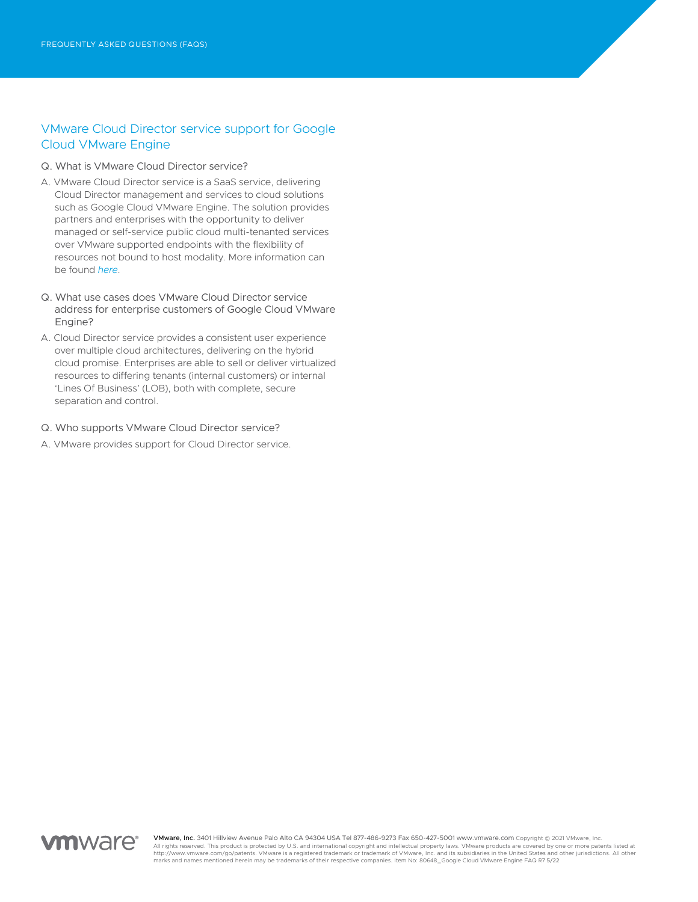## VMware Cloud Director service support for Google Cloud VMware Engine

Q. What is VMware Cloud Director service?

A. VMware Cloud Director service is a SaaS service, delivering Cloud Director management and services to cloud solutions such as Google Cloud VMware Engine. The solution provides partners and enterprises with the opportunity to deliver managed or self-service public cloud multi-tenanted services over VMware supported endpoints with the flexibility of resources not bound to host modality. More information can be found *here*.

Q. What use cases does VMware Cloud Director service address for enterprise customers of Google Cloud VMware Engine?

A. Cloud Director service provides a consistent user experience over multiple cloud architectures, delivering on the hybrid cloud promise. Enterprises are able to sell or deliver virtualized resources to differing tenants (internal customers) or internal 'Lines Of Business' (LOB), both with complete, secure separation and control.

Q. Who supports VMware Cloud Director service?

A. VMware provides support for Cloud Director service.

**VMware, Inc.** 3401 Hillview Avenue Palo Alto CA 94304 USA Tel 877-486-9273 Fax 650-427-5001 www.vmware.com Copyright © 2021 VMware, Inc. All rights reserved. This product is protected by U.S. and international copyright and intellectual property laws. VMware products are covered by one or more patents listed at http://www.vmware.com/go/patents. VMware is a registered trademark or trademark of VMware, Inc. and its subsidiaries in the United States and other jurisdictions. All other marks and names mentioned herein may be trademarks of their respective companies. Item No: 80648_Google Cloud VMware Engine FAQ R7 5/22